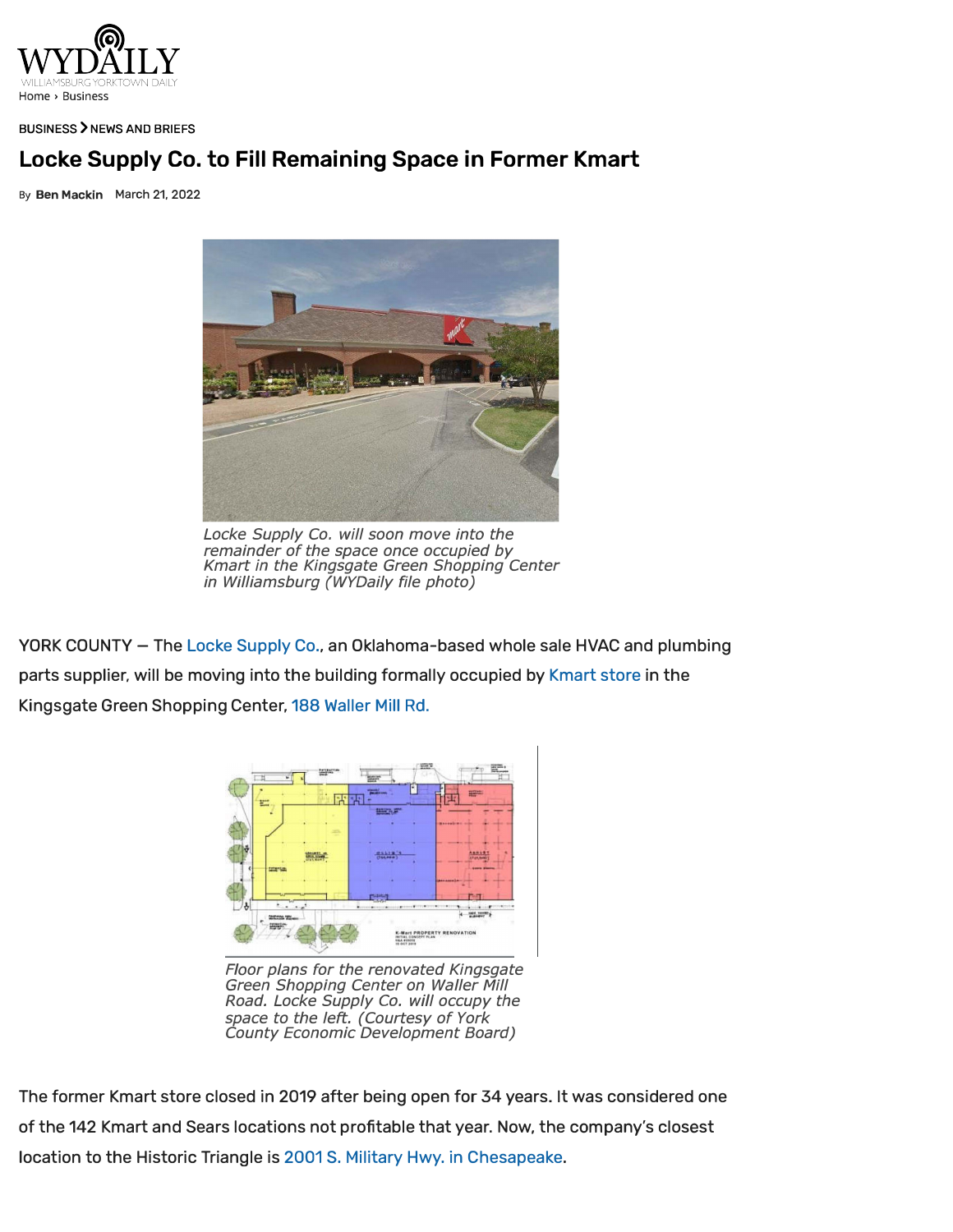Home › Business

BUSINESS > NEWS AND BRIEFS

# Locke Supply Co. to Fill Remaining Space in Former Kmart

By **Ben Mackin** March 21, 2022

*Locke Supply Co. will soon move into the remainder of the space once occupied by Kmart in the Kingsgate Green Shopping Center in Williamsburg (WYDaily file photo)*

YORK COUNTY — The Locke Supply Co., an Oklahoma-based whole sale HVAC and plumbing parts supplier, will be moving into the building formally occupied by Kmart store in the Kingsgate Green Shopping Center, 188 Waller Mill Rd.

*Floor plans for the renovated Kingsgate Green Shopping Center on Waller Mill Road. Locke Supply Co. will occupy the space to the left. (Courtesy of York County Economic Development Board)*

The former Kmart store closed in 2019 after being open for 34 years. It was considered one of the 142 Kmart and Sears locations not profitable that year. Now, the company's closest location to the Historic Triangle is 2001 S. Military Hwy. in Chesapeake.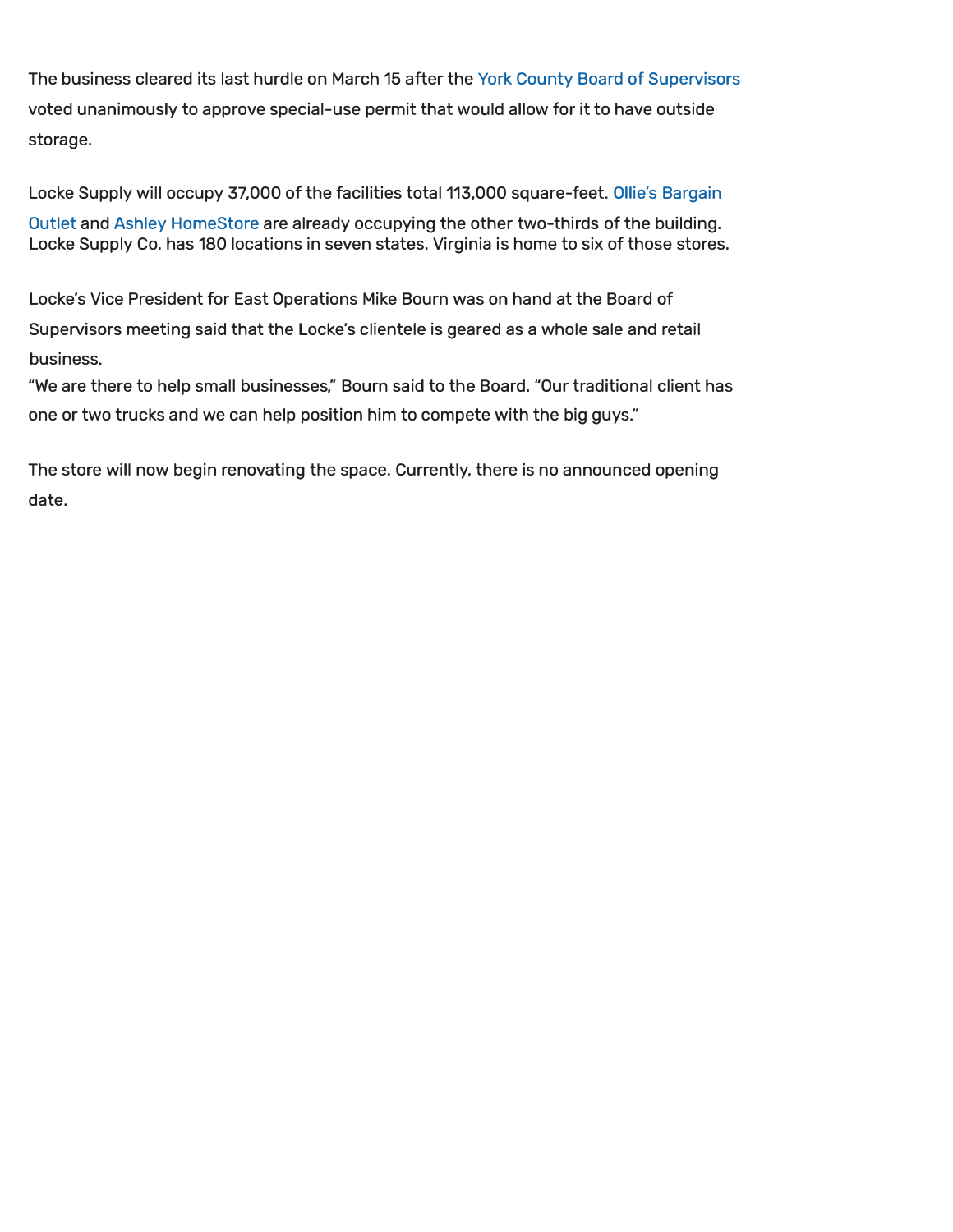The business cleared its last hurdle on March 15 after the York County Board of Supervisors voted unanimously to approve special-use permit that would allow for it to have outside storage.

Locke Supply will occupy 37,000 of the facilities total 113,000 square-feet. Ollie's Bargain Outlet and Ashley HomeStore are already occupying the other two-thirds of the building. Locke Supply Co. has 180 locations in seven states. Virginia is home to six of those stores.

Locke's Vice President for East Operations Mike Bourn was on hand at the Board of Supervisors meeting said that the Locke's clientele is geared as a whole sale and retail business.

"We are there to help small businesses," Bourn said to the Board. "Our traditional client has one or two trucks and we can help position him to compete with the big guys."

The store will now begin renovating the space. Currently, there is no announced opening date.